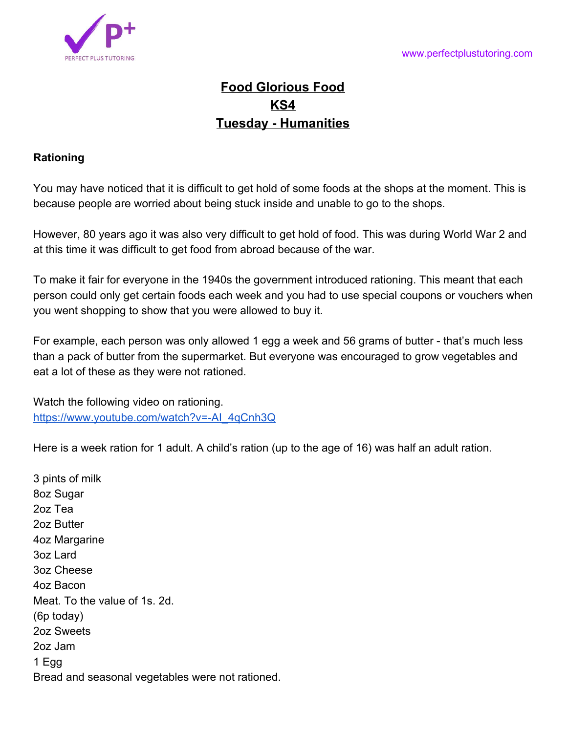# Food Glorious Food
# KS4
# Tuesday - Humanities

**Rationing**

You may have noticed that it is difficult to get hold of some foods at the shops at the moment. This is because people are worried about being stuck inside and unable to go to the shops.

However, 80 years ago it was also very difficult to get hold of food. This was during World War 2 and at this time it was difficult to get food from abroad because of the war.

To make it fair for everyone in the 1940s the government introduced rationing. This meant that each person could only get certain foods each week and you had to use special coupons or vouchers when you went shopping to show that you were allowed to buy it.

For example, each person was only allowed 1 egg a week and 56 grams of butter - that's much less than a pack of butter from the supermarket. But everyone was encouraged to grow vegetables and eat a lot of these as they were not rationed.

Watch the following video on rationing.
https://www.youtube.com/watch?v=-AI_4qCnh3Q

Here is a week ration for 1 adult. A child's ration (up to the age of 16) was half an adult ration.

3 pints of milk
8oz Sugar
2oz Tea
2oz Butter
4oz Margarine
3oz Lard
3oz Cheese
4oz Bacon
Meat. To the value of 1s. 2d.
(6p today)
2oz Sweets
2oz Jam
1 Egg
Bread and seasonal vegetables were not rationed.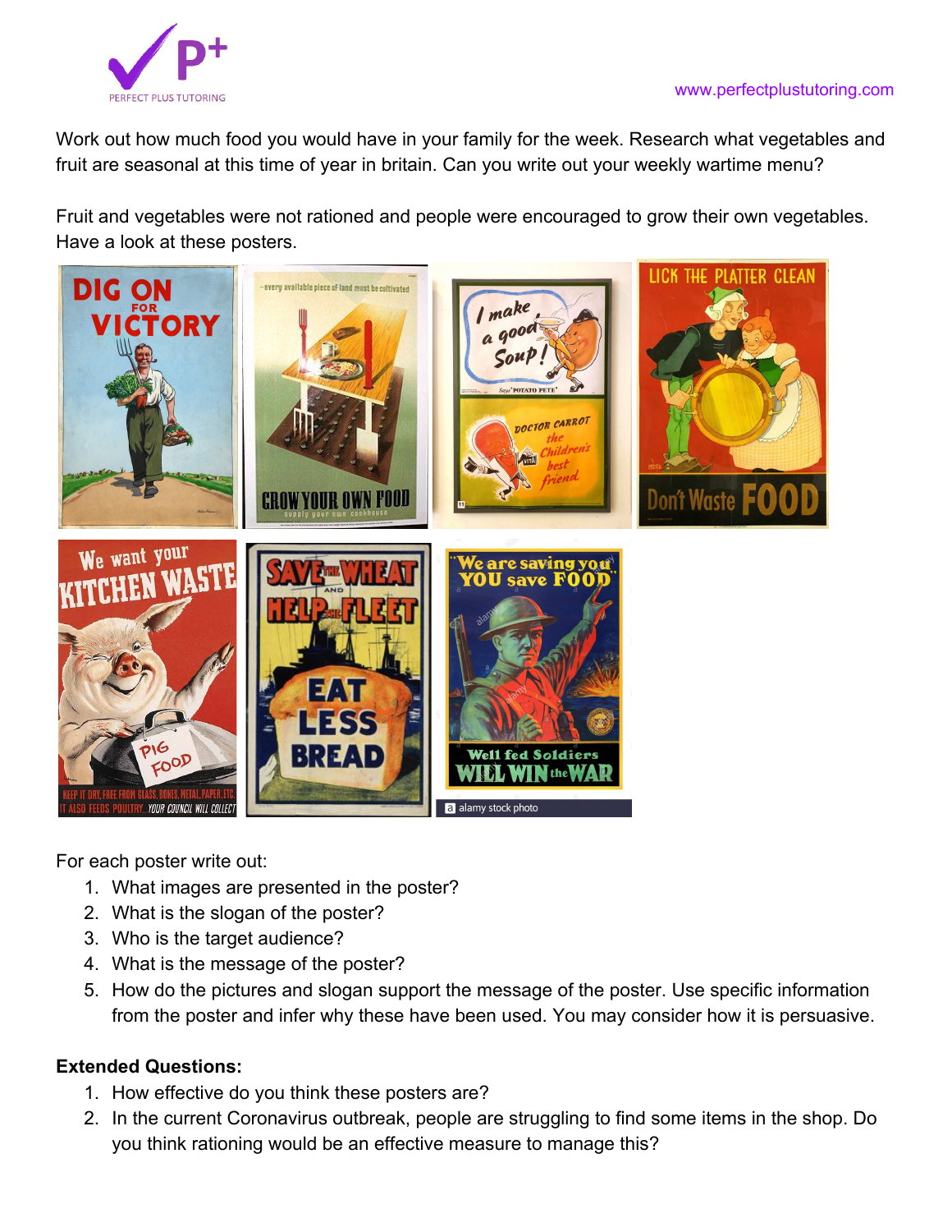Work out how much food you would have in your family for the week. Research what vegetables and fruit are seasonal at this time of year in britain. Can you write out your weekly wartime menu?

Fruit and vegetables were not rationed and people were encouraged to grow their own vegetables. Have a look at these posters.

For each poster write out:

1. What images are presented in the poster?
2. What is the slogan of the poster?
3. Who is the target audience?
4. What is the message of the poster?
5. How do the pictures and slogan support the message of the poster. Use specific information from the poster and infer why these have been used. You may consider how it is persuasive.

**Extended Questions:**

1. How effective do you think these posters are?
2. In the current Coronavirus outbreak, people are struggling to find some items in the shop. Do you think rationing would be an effective measure to manage this?